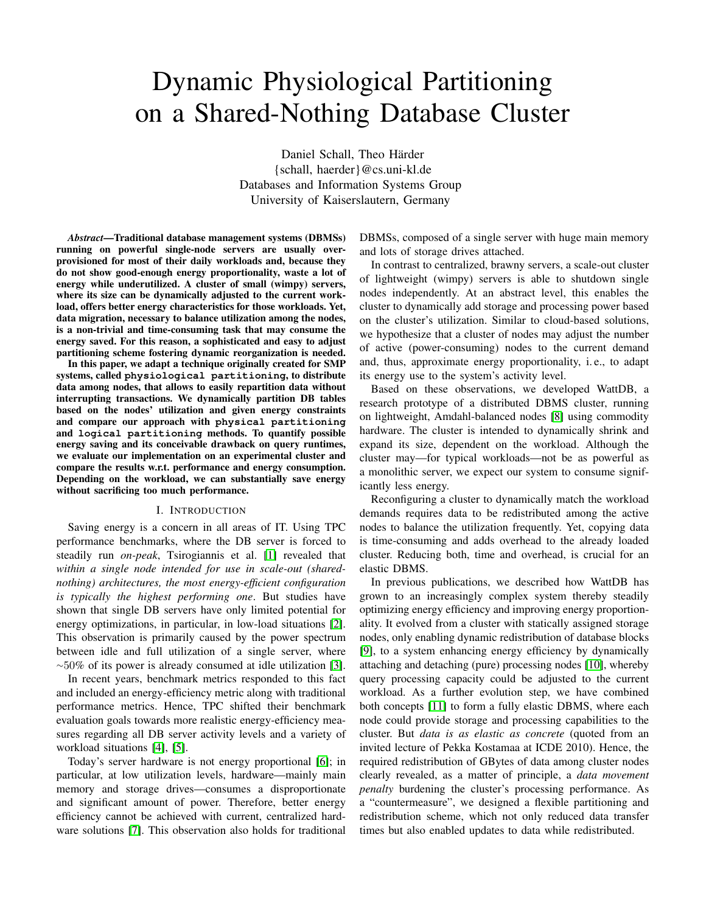# Dynamic Physiological Partitioning on a Shared-Nothing Database Cluster

Daniel Schall, Theo Härder
{schall, haerder}@cs.uni-kl.de
Databases and Information Systems Group
University of Kaiserslautern, Germany

***Abstract*—Traditional database management systems (DBMSs) running on powerful single-node servers are usually over-provisioned for most of their daily workloads and, because they do not show good-enough energy proportionality, waste a lot of energy while underutilized. A cluster of small (wimpy) servers, where its size can be dynamically adjusted to the current workload, offers better energy characteristics for those workloads. Yet, data migration, necessary to balance utilization among the nodes, is a non-trivial and time-consuming task that may consume the energy saved. For this reason, a sophisticated and easy to adjust partitioning scheme fostering dynamic reorganization is needed.**

**In this paper, we adapt a technique originally created for SMP systems, called `physiological partitioning`, to distribute data among nodes, that allows to easily repartition data without interrupting transactions. We dynamically partition DB tables based on the nodes' utilization and given energy constraints and compare our approach with `physical partitioning` and `logical partitioning` methods. To quantify possible energy saving and its conceivable drawback on query runtimes, we evaluate our implementation on an experimental cluster and compare the results w.r.t. performance and energy consumption. Depending on the workload, we can substantially save energy without sacrificing too much performance.**

## I. Introduction

Saving energy is a concern in all areas of IT. Using TPC performance benchmarks, where the DB server is forced to steadily run *on-peak*, Tsirogiannis et al. [1] revealed that *within a single node intended for use in scale-out (shared-nothing) architectures, the most energy-efficient configuration is typically the highest performing one*. But studies have shown that single DB servers have only limited potential for energy optimizations, in particular, in low-load situations [2]. This observation is primarily caused by the power spectrum between idle and full utilization of a single server, where ~50% of its power is already consumed at idle utilization [3].

In recent years, benchmark metrics responded to this fact and included an energy-efficiency metric along with traditional performance metrics. Hence, TPC shifted their benchmark evaluation goals towards more realistic energy-efficiency measures regarding all DB server activity levels and a variety of workload situations [4], [5].

Today's server hardware is not energy proportional [6]; in particular, at low utilization levels, hardware—mainly main memory and storage drives—consumes a disproportionate and significant amount of power. Therefore, better energy efficiency cannot be achieved with current, centralized hardware solutions [7]. This observation also holds for traditional DBMSs, composed of a single server with huge main memory and lots of storage drives attached.

In contrast to centralized, brawny servers, a scale-out cluster of lightweight (wimpy) servers is able to shutdown single nodes independently. At an abstract level, this enables the cluster to dynamically add storage and processing power based on the cluster's utilization. Similar to cloud-based solutions, we hypothesize that a cluster of nodes may adjust the number of active (power-consuming) nodes to the current demand and, thus, approximate energy proportionality, i. e., to adapt its energy use to the system's activity level.

Based on these observations, we developed WattDB, a research prototype of a distributed DBMS cluster, running on lightweight, Amdahl-balanced nodes [8] using commodity hardware. The cluster is intended to dynamically shrink and expand its size, dependent on the workload. Although the cluster may—for typical workloads—not be as powerful as a monolithic server, we expect our system to consume significantly less energy.

Reconfiguring a cluster to dynamically match the workload demands requires data to be redistributed among the active nodes to balance the utilization frequently. Yet, copying data is time-consuming and adds overhead to the already loaded cluster. Reducing both, time and overhead, is crucial for an elastic DBMS.

In previous publications, we described how WattDB has grown to an increasingly complex system thereby steadily optimizing energy efficiency and improving energy proportionality. It evolved from a cluster with statically assigned storage nodes, only enabling dynamic redistribution of database blocks [9], to a system enhancing energy efficiency by dynamically attaching and detaching (pure) processing nodes [10], whereby query processing capacity could be adjusted to the current workload. As a further evolution step, we have combined both concepts [11] to form a fully elastic DBMS, where each node could provide storage and processing capabilities to the cluster. But *data is as elastic as concrete* (quoted from an invited lecture of Pekka Kostamaa at ICDE 2010). Hence, the required redistribution of GBytes of data among cluster nodes clearly revealed, as a matter of principle, a *data movement penalty* burdening the cluster's processing performance. As a "countermeasure", we designed a flexible partitioning and redistribution scheme, which not only reduced data transfer times but also enabled updates to data while redistributed.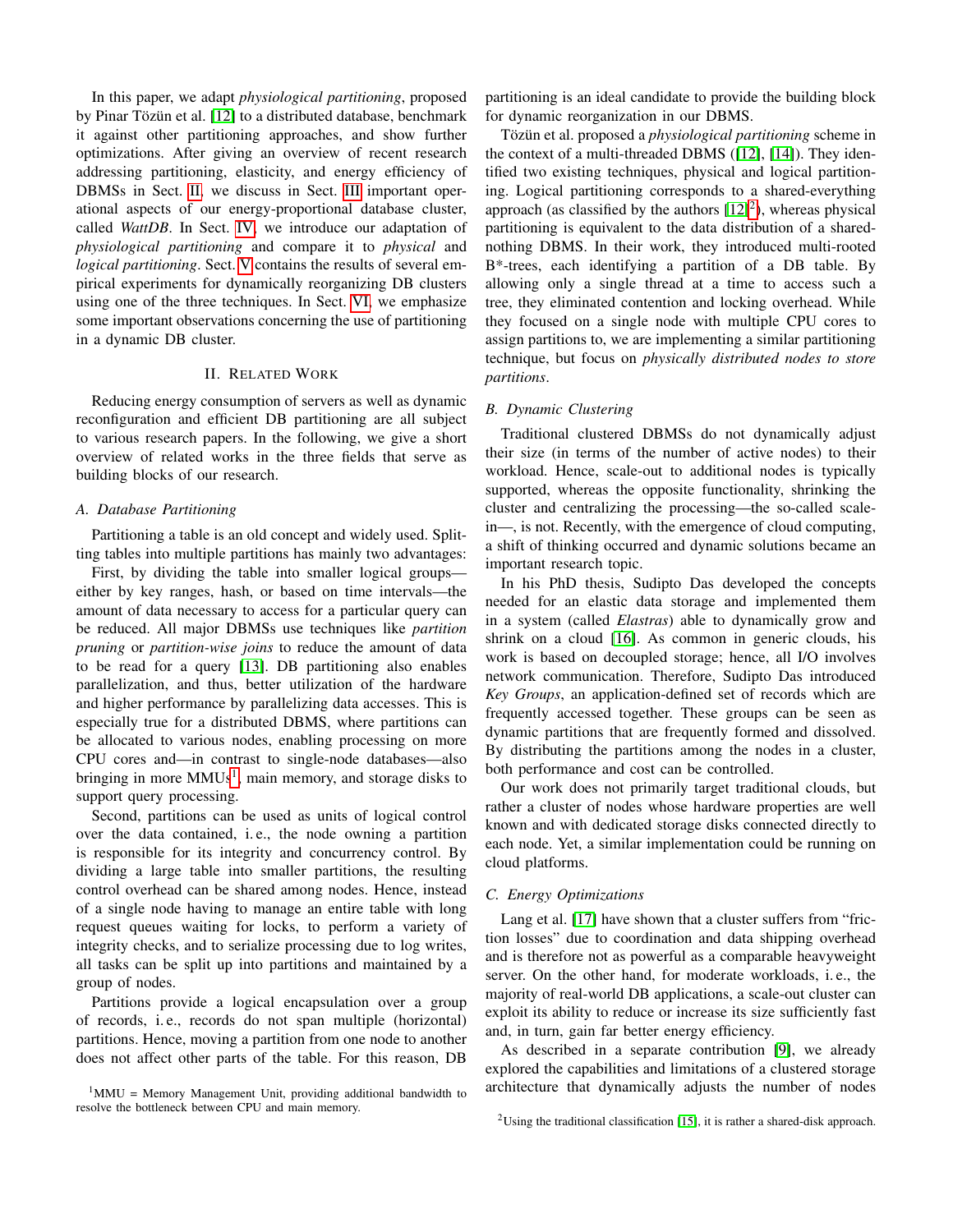In this paper, we adapt *physiological partitioning*, proposed by Pinar Tözün et al. [12] to a distributed database, benchmark it against other partitioning approaches, and show further optimizations. After giving an overview of recent research addressing partitioning, elasticity, and energy efficiency of DBMSs in Sect. II, we discuss in Sect. III important operational aspects of our energy-proportional database cluster, called *WattDB*. In Sect. IV, we introduce our adaptation of *physiological partitioning* and compare it to *physical* and *logical partitioning*. Sect. V contains the results of several empirical experiments for dynamically reorganizing DB clusters using one of the three techniques. In Sect. VI, we emphasize some important observations concerning the use of partitioning in a dynamic DB cluster.

## II. Related Work

Reducing energy consumption of servers as well as dynamic reconfiguration and efficient DB partitioning are all subject to various research papers. In the following, we give a short overview of related works in the three fields that serve as building blocks of our research.

### A. Database Partitioning

Partitioning a table is an old concept and widely used. Splitting tables into multiple partitions has mainly two advantages:

First, by dividing the table into smaller logical groups—either by key ranges, hash, or based on time intervals—the amount of data necessary to access for a particular query can be reduced. All major DBMSs use techniques like *partition pruning* or *partition-wise joins* to reduce the amount of data to be read for a query [13]. DB partitioning also enables parallelization, and thus, better utilization of the hardware and higher performance by parallelizing data accesses. This is especially true for a distributed DBMS, where partitions can be allocated to various nodes, enabling processing on more CPU cores and—in contrast to single-node databases—also bringing in more MMUs[1], main memory, and storage disks to support query processing.

Second, partitions can be used as units of logical control over the data contained, i. e., the node owning a partition is responsible for its integrity and concurrency control. By dividing a large table into smaller partitions, the resulting control overhead can be shared among nodes. Hence, instead of a single node having to manage an entire table with long request queues waiting for locks, to perform a variety of integrity checks, and to serialize processing due to log writes, all tasks can be split up into partitions and maintained by a group of nodes.

Partitions provide a logical encapsulation over a group of records, i. e., records do not span multiple (horizontal) partitions. Hence, moving a partition from one node to another does not affect other parts of the table. For this reason, DB partitioning is an ideal candidate to provide the building block for dynamic reorganization in our DBMS.

Tözün et al. proposed a *physiological partitioning* scheme in the context of a multi-threaded DBMS ([12], [14]). They identified two existing techniques, physical and logical partitioning. Logical partitioning corresponds to a shared-everything approach (as classified by the authors [12][2]), whereas physical partitioning is equivalent to the data distribution of a shared-nothing DBMS. In their work, they introduced multi-rooted B*-trees, each identifying a partition of a DB table. By allowing only a single thread at a time to access such a tree, they eliminated contention and locking overhead. While they focused on a single node with multiple CPU cores to assign partitions to, we are implementing a similar partitioning technique, but focus on *physically distributed nodes to store partitions*.

### B. Dynamic Clustering

Traditional clustered DBMSs do not dynamically adjust their size (in terms of the number of active nodes) to their workload. Hence, scale-out to additional nodes is typically supported, whereas the opposite functionality, shrinking the cluster and centralizing the processing—the so-called scale-in—, is not. Recently, with the emergence of cloud computing, a shift of thinking occurred and dynamic solutions became an important research topic.

In his PhD thesis, Sudipto Das developed the concepts needed for an elastic data storage and implemented them in a system (called *Elastras*) able to dynamically grow and shrink on a cloud [16]. As common in generic clouds, his work is based on decoupled storage; hence, all I/O involves network communication. Therefore, Sudipto Das introduced *Key Groups*, an application-defined set of records which are frequently accessed together. These groups can be seen as dynamic partitions that are frequently formed and dissolved. By distributing the partitions among the nodes in a cluster, both performance and cost can be controlled.

Our work does not primarily target traditional clouds, but rather a cluster of nodes whose hardware properties are well known and with dedicated storage disks connected directly to each node. Yet, a similar implementation could be running on cloud platforms.

### C. Energy Optimizations

Lang et al. [17] have shown that a cluster suffers from "friction losses" due to coordination and data shipping overhead and is therefore not as powerful as a comparable heavyweight server. On the other hand, for moderate workloads, i. e., the majority of real-world DB applications, a scale-out cluster can exploit its ability to reduce or increase its size sufficiently fast and, in turn, gain far better energy efficiency.

As described in a separate contribution [9], we already explored the capabilities and limitations of a clustered storage architecture that dynamically adjusts the number of nodes

[1] MMU = Memory Management Unit, providing additional bandwidth to resolve the bottleneck between CPU and main memory.

[2] Using the traditional classification [15], it is rather a shared-disk approach.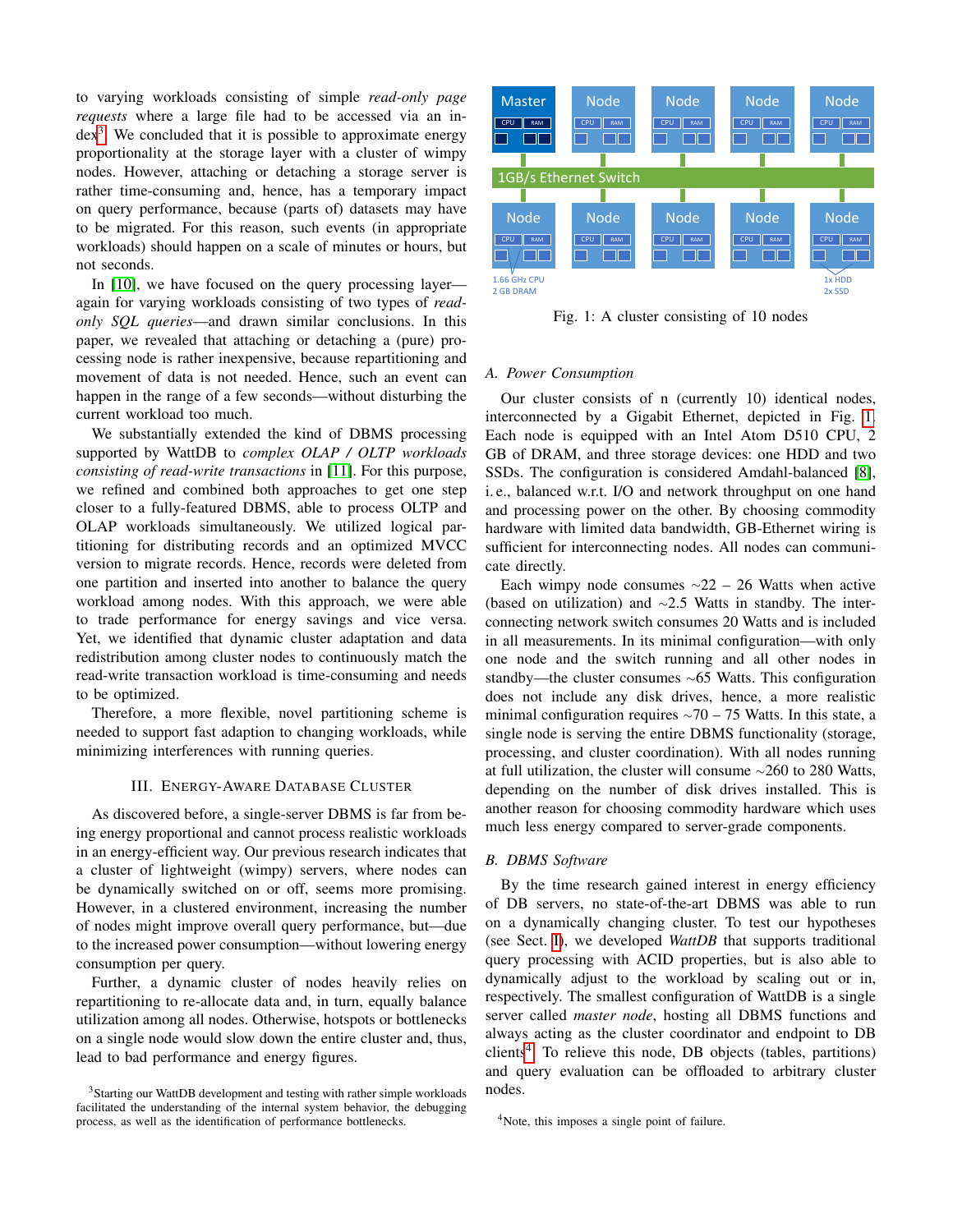to varying workloads consisting of simple *read-only page requests* where a large file had to be accessed via an index[3]. We concluded that it is possible to approximate energy proportionality at the storage layer with a cluster of wimpy nodes. However, attaching or detaching a storage server is rather time-consuming and, hence, has a temporary impact on query performance, because (parts of) datasets may have to be migrated. For this reason, such events (in appropriate workloads) should happen on a scale of minutes or hours, but not seconds.

In [10], we have focused on the query processing layer—again for varying workloads consisting of two types of *read-only SQL queries*—and drawn similar conclusions. In this paper, we revealed that attaching or detaching a (pure) processing node is rather inexpensive, because repartitioning and movement of data is not needed. Hence, such an event can happen in the range of a few seconds—without disturbing the current workload too much.

We substantially extended the kind of DBMS processing supported by WattDB to *complex OLAP / OLTP workloads consisting of read-write transactions* in [11]. For this purpose, we refined and combined both approaches to get one step closer to a fully-featured DBMS, able to process OLTP and OLAP workloads simultaneously. We utilized logical partitioning for distributing records and an optimized MVCC version to migrate records. Hence, records were deleted from one partition and inserted into another to balance the query workload among nodes. With this approach, we were able to trade performance for energy savings and vice versa. Yet, we identified that dynamic cluster adaptation and data redistribution among cluster nodes to continuously match the read-write transaction workload is time-consuming and needs to be optimized.

Therefore, a more flexible, novel partitioning scheme is needed to support fast adaption to changing workloads, while minimizing interferences with running queries.

## III. Energy-Aware Database Cluster

As discovered before, a single-server DBMS is far from being energy proportional and cannot process realistic workloads in an energy-efficient way. Our previous research indicates that a cluster of lightweight (wimpy) servers, where nodes can be dynamically switched on or off, seems more promising. However, in a clustered environment, increasing the number of nodes might improve overall query performance, but—due to the increased power consumption—without lowering energy consumption per query.

Further, a dynamic cluster of nodes heavily relies on repartitioning to re-allocate data and, in turn, equally balance utilization among all nodes. Otherwise, hotspots or bottlenecks on a single node would slow down the entire cluster and, thus, lead to bad performance and energy figures.

[3] Starting our WattDB development and testing with rather simple workloads facilitated the understanding of the internal system behavior, the debugging process, as well as the identification of performance bottlenecks.

Fig. 1: A cluster consisting of 10 nodes

### A. Power Consumption

Our cluster consists of n (currently 10) identical nodes, interconnected by a Gigabit Ethernet, depicted in Fig. 1. Each node is equipped with an Intel Atom D510 CPU, 2 GB of DRAM, and three storage devices: one HDD and two SSDs. The configuration is considered Amdahl-balanced [8], i. e., balanced w.r.t. I/O and network throughput on one hand and processing power on the other. By choosing commodity hardware with limited data bandwidth, GB-Ethernet wiring is sufficient for interconnecting nodes. All nodes can communicate directly.

Each wimpy node consumes ∼22 – 26 Watts when active (based on utilization) and ∼2.5 Watts in standby. The interconnecting network switch consumes 20 Watts and is included in all measurements. In its minimal configuration—with only one node and the switch running and all other nodes in standby—the cluster consumes ∼65 Watts. This configuration does not include any disk drives, hence, a more realistic minimal configuration requires ∼70 – 75 Watts. In this state, a single node is serving the entire DBMS functionality (storage, processing, and cluster coordination). With all nodes running at full utilization, the cluster will consume ∼260 to 280 Watts, depending on the number of disk drives installed. This is another reason for choosing commodity hardware which uses much less energy compared to server-grade components.

### B. DBMS Software

By the time research gained interest in energy efficiency of DB servers, no state-of-the-art DBMS was able to run on a dynamically changing cluster. To test our hypotheses (see Sect. I), we developed *WattDB* that supports traditional query processing with ACID properties, but is also able to dynamically adjust to the workload by scaling out or in, respectively. The smallest configuration of WattDB is a single server called *master node*, hosting all DBMS functions and always acting as the cluster coordinator and endpoint to DB clients[4]. To relieve this node, DB objects (tables, partitions) and query evaluation can be offloaded to arbitrary cluster nodes.

[4] Note, this imposes a single point of failure.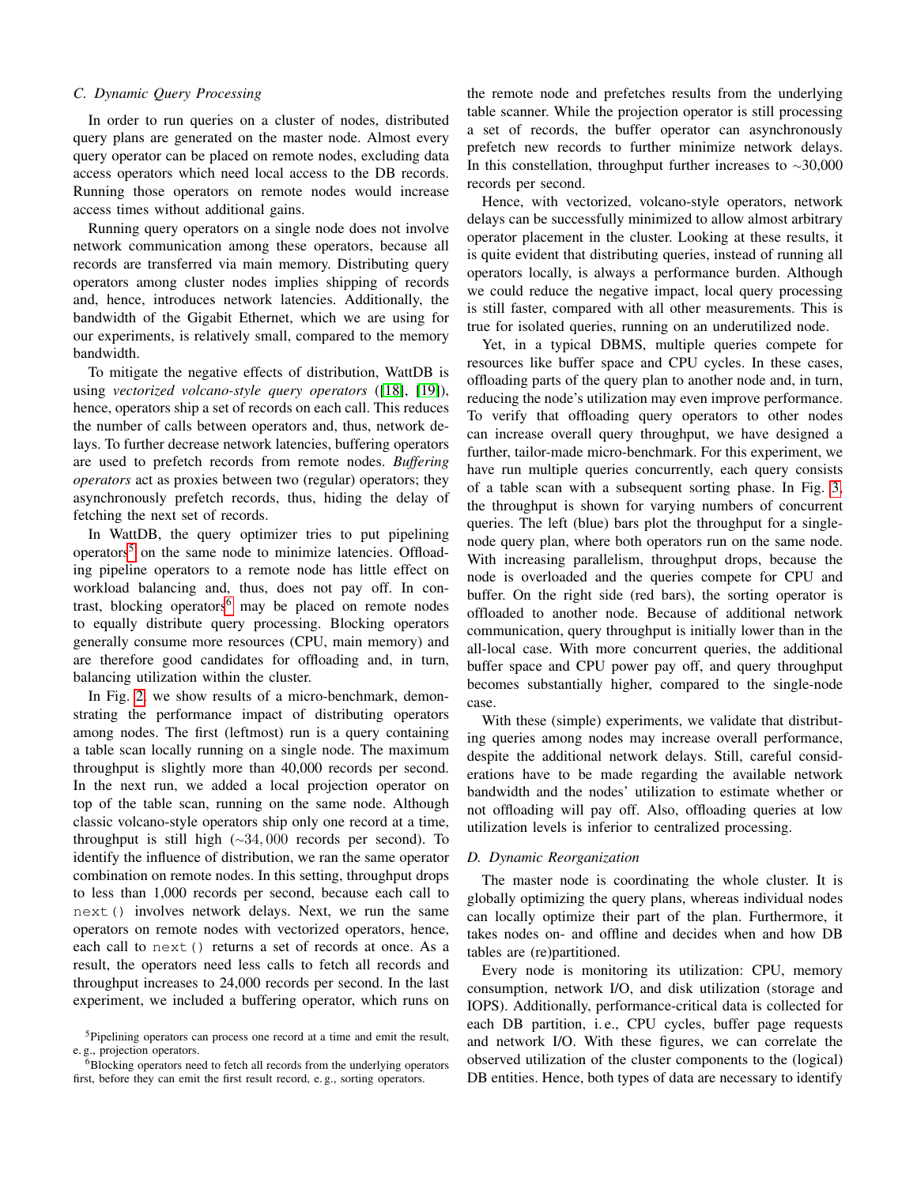### C. Dynamic Query Processing

In order to run queries on a cluster of nodes, distributed query plans are generated on the master node. Almost every query operator can be placed on remote nodes, excluding data access operators which need local access to the DB records. Running those operators on remote nodes would increase access times without additional gains.

Running query operators on a single node does not involve network communication among these operators, because all records are transferred via main memory. Distributing query operators among cluster nodes implies shipping of records and, hence, introduces network latencies. Additionally, the bandwidth of the Gigabit Ethernet, which we are using for our experiments, is relatively small, compared to the memory bandwidth.

To mitigate the negative effects of distribution, WattDB is using *vectorized volcano-style query operators* ([18], [19]), hence, operators ship a set of records on each call. This reduces the number of calls between operators and, thus, network delays. To further decrease network latencies, buffering operators are used to prefetch records from remote nodes. *Buffering operators* act as proxies between two (regular) operators; they asynchronously prefetch records, thus, hiding the delay of fetching the next set of records.

In WattDB, the query optimizer tries to put pipelining operators[5] on the same node to minimize latencies. Offloading pipeline operators to a remote node has little effect on workload balancing and, thus, does not pay off. In contrast, blocking operators[6] may be placed on remote nodes to equally distribute query processing. Blocking operators generally consume more resources (CPU, main memory) and are therefore good candidates for offloading and, in turn, balancing utilization within the cluster.

In Fig. 2, we show results of a micro-benchmark, demonstrating the performance impact of distributing operators among nodes. The first (leftmost) run is a query containing a table scan locally running on a single node. The maximum throughput is slightly more than 40,000 records per second. In the next run, we added a local projection operator on top of the table scan, running on the same node. Although classic volcano-style operators ship only one record at a time, throughput is still high ($\sim 34,000$ records per second). To identify the influence of distribution, we ran the same operator combination on remote nodes. In this setting, throughput drops to less than 1,000 records per second, because each call to `next()` involves network delays. Next, we run the same operators on remote nodes with vectorized operators, hence, each call to `next()` returns a set of records at once. As a result, the operators need less calls to fetch all records and throughput increases to 24,000 records per second. In the last experiment, we included a buffering operator, which runs on the remote node and prefetches results from the underlying table scanner. While the projection operator is still processing a set of records, the buffer operator can asynchronously prefetch new records to further minimize network delays. In this constellation, throughput further increases to ~30,000 records per second.

Hence, with vectorized, volcano-style operators, network delays can be successfully minimized to allow almost arbitrary operator placement in the cluster. Looking at these results, it is quite evident that distributing queries, instead of running all operators locally, is always a performance burden. Although we could reduce the negative impact, local query processing is still faster, compared with all other measurements. This is true for isolated queries, running on an underutilized node.

Yet, in a typical DBMS, multiple queries compete for resources like buffer space and CPU cycles. In these cases, offloading parts of the query plan to another node and, in turn, reducing the node's utilization may even improve performance. To verify that offloading query operators to other nodes can increase overall query throughput, we have designed a further, tailor-made micro-benchmark. For this experiment, we have run multiple queries concurrently, each query consists of a table scan with a subsequent sorting phase. In Fig. 3, the throughput is shown for varying numbers of concurrent queries. The left (blue) bars plot the throughput for a single-node query plan, where both operators run on the same node. With increasing parallelism, throughput drops, because the node is overloaded and the queries compete for CPU and buffer. On the right side (red bars), the sorting operator is offloaded to another node. Because of additional network communication, query throughput is initially lower than in the all-local case. With more concurrent queries, the additional buffer space and CPU power pay off, and query throughput becomes substantially higher, compared to the single-node case.

With these (simple) experiments, we validate that distributing queries among nodes may increase overall performance, despite the additional network delays. Still, careful considerations have to be made regarding the available network bandwidth and the nodes' utilization to estimate whether or not offloading will pay off. Also, offloading queries at low utilization levels is inferior to centralized processing.

### D. Dynamic Reorganization

The master node is coordinating the whole cluster. It is globally optimizing the query plans, whereas individual nodes can locally optimize their part of the plan. Furthermore, it takes nodes on- and offline and decides when and how DB tables are (re)partitioned.

Every node is monitoring its utilization: CPU, memory consumption, network I/O, and disk utilization (storage and IOPS). Additionally, performance-critical data is collected for each DB partition, i. e., CPU cycles, buffer page requests and network I/O. With these figures, we can correlate the observed utilization of the cluster components to the (logical) DB entities. Hence, both types of data are necessary to identify

[5]Pipelining operators can process one record at a time and emit the result, e. g., projection operators.

[6]Blocking operators need to fetch all records from the underlying operators first, before they can emit the first result record, e. g., sorting operators.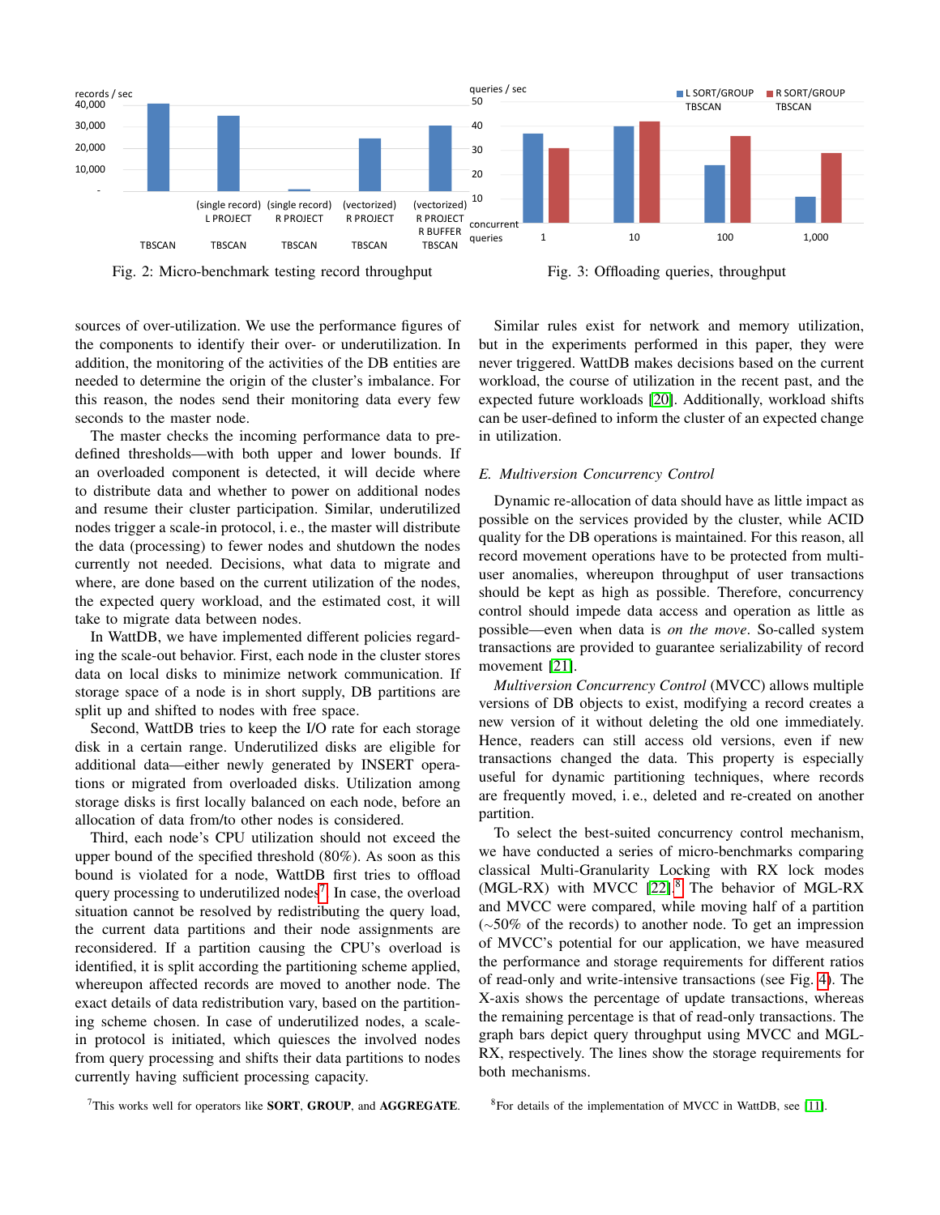Fig. 2: Micro-benchmark testing record throughput

Fig. 3: Offloading queries, throughput

sources of over-utilization. We use the performance figures of the components to identify their over- or underutilization. In addition, the monitoring of the activities of the DB entities are needed to determine the origin of the cluster's imbalance. For this reason, the nodes send their monitoring data every few seconds to the master node.

The master checks the incoming performance data to predefined thresholds—with both upper and lower bounds. If an overloaded component is detected, it will decide where to distribute data and whether to power on additional nodes and resume their cluster participation. Similar, underutilized nodes trigger a scale-in protocol, i. e., the master will distribute the data (processing) to fewer nodes and shutdown the nodes currently not needed. Decisions, what data to migrate and where, are done based on the current utilization of the nodes, the expected query workload, and the estimated cost, it will take to migrate data between nodes.

In WattDB, we have implemented different policies regarding the scale-out behavior. First, each node in the cluster stores data on local disks to minimize network communication. If storage space of a node is in short supply, DB partitions are split up and shifted to nodes with free space.

Second, WattDB tries to keep the I/O rate for each storage disk in a certain range. Underutilized disks are eligible for additional data—either newly generated by INSERT operations or migrated from overloaded disks. Utilization among storage disks is first locally balanced on each node, before an allocation of data from/to other nodes is considered.

Third, each node's CPU utilization should not exceed the upper bound of the specified threshold (80%). As soon as this bound is violated for a node, WattDB first tries to offload query processing to underutilized nodes[7]. In case, the overload situation cannot be resolved by redistributing the query load, the current data partitions and their node assignments are reconsidered. If a partition causing the CPU's overload is identified, it is split according the partitioning scheme applied, whereupon affected records are moved to another node. The exact details of data redistribution vary, based on the partitioning scheme chosen. In case of underutilized nodes, a scale-in protocol is initiated, which quiesces the involved nodes from query processing and shifts their data partitions to nodes currently having sufficient processing capacity.

[7]This works well for operators like **SORT**, **GROUP**, and **AGGREGATE**.

Similar rules exist for network and memory utilization, but in the experiments performed in this paper, they were never triggered. WattDB makes decisions based on the current workload, the course of utilization in the recent past, and the expected future workloads [20]. Additionally, workload shifts can be user-defined to inform the cluster of an expected change in utilization.

### E. Multiversion Concurrency Control

Dynamic re-allocation of data should have as little impact as possible on the services provided by the cluster, while ACID quality for the DB operations is maintained. For this reason, all record movement operations have to be protected from multi-user anomalies, whereupon throughput of user transactions should be kept as high as possible. Therefore, concurrency control should impede data access and operation as little as possible—even when data is *on the move*. So-called system transactions are provided to guarantee serializability of record movement [21].

*Multiversion Concurrency Control* (MVCC) allows multiple versions of DB objects to exist, modifying a record creates a new version of it without deleting the old one immediately. Hence, readers can still access old versions, even if new transactions changed the data. This property is especially useful for dynamic partitioning techniques, where records are frequently moved, i. e., deleted and re-created on another partition.

To select the best-suited concurrency control mechanism, we have conducted a series of micro-benchmarks comparing classical Multi-Granularity Locking with RX lock modes (MGL-RX) with MVCC [22].[8] The behavior of MGL-RX and MVCC were compared, while moving half of a partition (~50% of the records) to another node. To get an impression of MVCC's potential for our application, we have measured the performance and storage requirements for different ratios of read-only and write-intensive transactions (see Fig. 4). The X-axis shows the percentage of update transactions, whereas the remaining percentage is that of read-only transactions. The graph bars depict query throughput using MVCC and MGL-RX, respectively. The lines show the storage requirements for both mechanisms.

[8]For details of the implementation of MVCC in WattDB, see [11].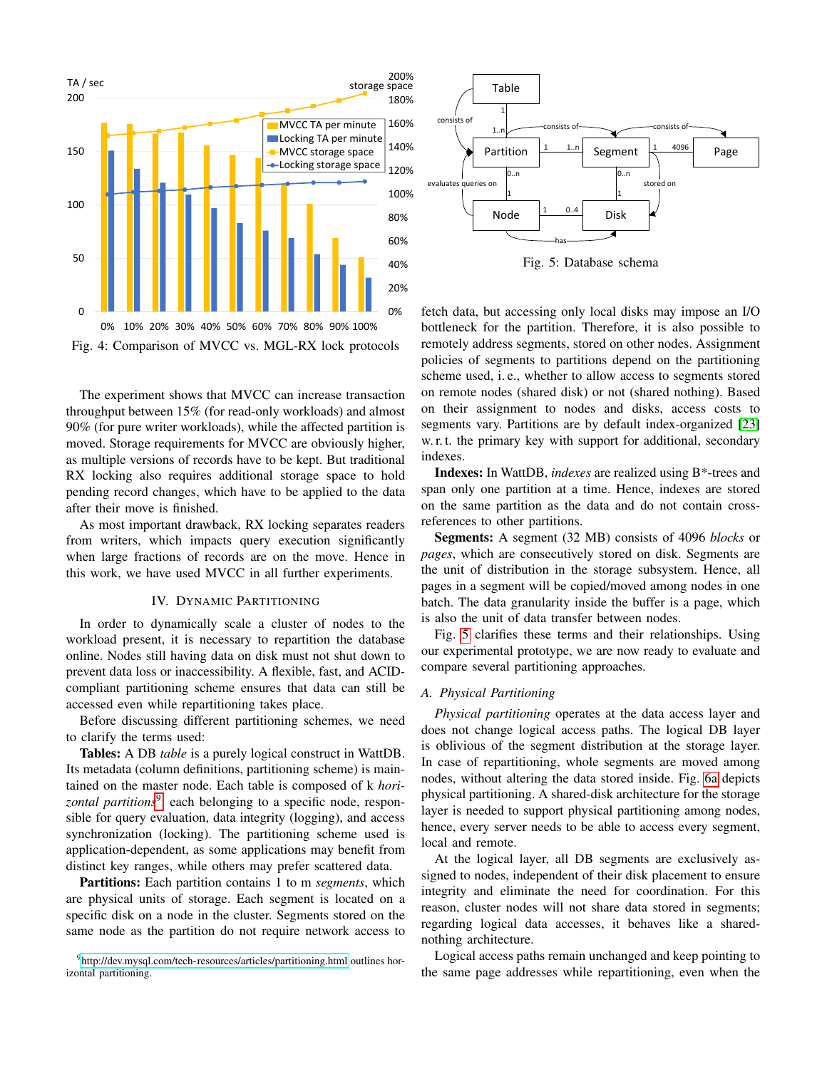Fig. 4: Comparison of MVCC vs. MGL-RX lock protocols

The experiment shows that MVCC can increase transaction throughput between 15% (for read-only workloads) and almost 90% (for pure writer workloads), while the affected partition is moved. Storage requirements for MVCC are obviously higher, as multiple versions of records have to be kept. But traditional RX locking also requires additional storage space to hold pending record changes, which have to be applied to the data after their move is finished.

As most important drawback, RX locking separates readers from writers, which impacts query execution significantly when large fractions of records are on the move. Hence in this work, we have used MVCC in all further experiments.

## IV. Dynamic Partitioning

In order to dynamically scale a cluster of nodes to the workload present, it is necessary to repartition the database online. Nodes still having data on disk must not shut down to prevent data loss or inaccessibility. A flexible, fast, and ACID-compliant partitioning scheme ensures that data can still be accessed even while repartitioning takes place.

Before discussing different partitioning schemes, we need to clarify the terms used:

**Tables:** A DB *table* is a purely logical construct in WattDB. Its metadata (column definitions, partitioning scheme) is maintained on the master node. Each table is composed of k *horizontal partitions*[9], each belonging to a specific node, responsible for query evaluation, data integrity (logging), and access synchronization (locking). The partitioning scheme used is application-dependent, as some applications may benefit from distinct key ranges, while others may prefer scattered data.

**Partitions:** Each partition contains 1 to m *segments*, which are physical units of storage. Each segment is located on a specific disk on a node in the cluster. Segments stored on the same node as the partition do not require network access to fetch data, but accessing only local disks may impose an I/O bottleneck for the partition. Therefore, it is also possible to remotely address segments, stored on other nodes. Assignment policies of segments to partitions depend on the partitioning scheme used, i. e., whether to allow access to segments stored on remote nodes (shared disk) or not (shared nothing). Based on their assignment to nodes and disks, access costs to segments vary. Partitions are by default index-organized [23] w. r. t. the primary key with support for additional, secondary indexes.

**Indexes:** In WattDB, *indexes* are realized using B*-trees and span only one partition at a time. Hence, indexes are stored on the same partition as the data and do not contain cross-references to other partitions.

**Segments:** A segment (32 MB) consists of 4096 *blocks* or *pages*, which are consecutively stored on disk. Segments are the unit of distribution in the storage subsystem. Hence, all pages in a segment will be copied/moved among nodes in one batch. The data granularity inside the buffer is a page, which is also the unit of data transfer between nodes.

Fig. 5 clarifies these terms and their relationships. Using our experimental prototype, we are now ready to evaluate and compare several partitioning approaches.

Fig. 5: Database schema

### A. Physical Partitioning

*Physical partitioning* operates at the data access layer and does not change logical access paths. The logical DB layer is oblivious of the segment distribution at the storage layer. In case of repartitioning, whole segments are moved among nodes, without altering the data stored inside. Fig. 6a depicts physical partitioning. A shared-disk architecture for the storage layer is needed to support physical partitioning among nodes, hence, every server needs to be able to access every segment, local and remote.

At the logical layer, all DB segments are exclusively assigned to nodes, independent of their disk placement to ensure integrity and eliminate the need for coordination. For this reason, cluster nodes will not share data stored in segments; regarding logical data accesses, it behaves like a shared-nothing architecture.

Logical access paths remain unchanged and keep pointing to the same page addresses while repartitioning, even when the

[9] http://dev.mysql.com/tech-resources/articles/partitioning.html outlines horizontal partitioning.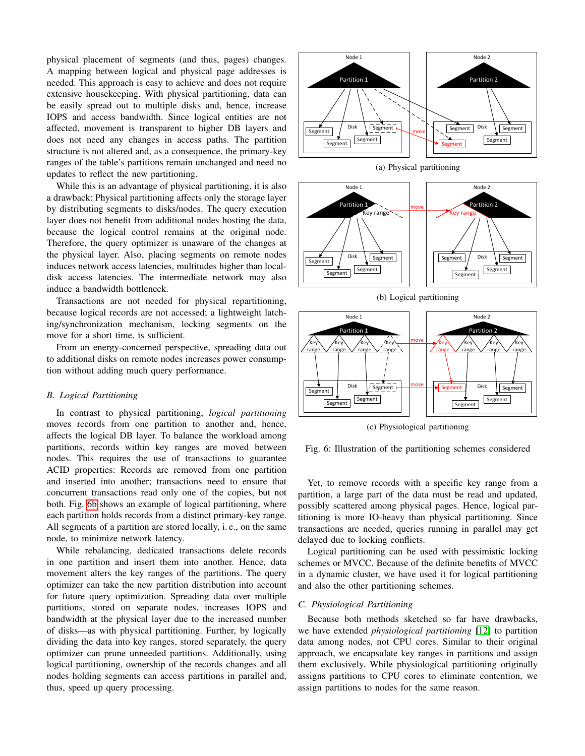physical placement of segments (and thus, pages) changes. A mapping between logical and physical page addresses is needed. This approach is easy to achieve and does not require extensive housekeeping. With physical partitioning, data can be easily spread out to multiple disks and, hence, increase IOPS and access bandwidth. Since logical entities are not affected, movement is transparent to higher DB layers and does not need any changes in access paths. The partition structure is not altered and, as a consequence, the primary-key ranges of the table's partitions remain unchanged and need no updates to reflect the new partitioning.

While this is an advantage of physical partitioning, it is also a drawback: Physical partitioning affects only the storage layer by distributing segments to disks/nodes. The query execution layer does not benefit from additional nodes hosting the data, because the logical control remains at the original node. Therefore, the query optimizer is unaware of the changes at the physical layer. Also, placing segments on remote nodes induces network access latencies, multitudes higher than local-disk access latencies. The intermediate network may also induce a bandwidth bottleneck.

Transactions are not needed for physical repartitioning, because logical records are not accessed; a lightweight latching/synchronization mechanism, locking segments on the move for a short time, is sufficient.

From an energy-concerned perspective, spreading data out to additional disks on remote nodes increases power consumption without adding much query performance.

### B. Logical Partitioning

In contrast to physical partitioning, *logical partitioning* moves records from one partition to another and, hence, affects the logical DB layer. To balance the workload among partitions, records within key ranges are moved between nodes. This requires the use of transactions to guarantee ACID properties: Records are removed from one partition and inserted into another; transactions need to ensure that concurrent transactions read only one of the copies, but not both. Fig. 6b shows an example of logical partitioning, where each partition holds records from a distinct primary-key range. All segments of a partition are stored locally, i. e., on the same node, to minimize network latency.

While rebalancing, dedicated transactions delete records in one partition and insert them into another. Hence, data movement alters the key ranges of the partitions. The query optimizer can take the new partition distribution into account for future query optimization. Spreading data over multiple partitions, stored on separate nodes, increases IOPS and bandwidth at the physical layer due to the increased number of disks—as with physical partitioning. Further, by logically dividing the data into key ranges, stored separately, the query optimizer can prune unneeded partitions. Additionally, using logical partitioning, ownership of the records changes and all nodes holding segments can access partitions in parallel and, thus, speed up query processing.

(a) Physical partitioning

(b) Logical partitioning

(c) Physiological partitioning

Fig. 6: Illustration of the partitioning schemes considered

Yet, to remove records with a specific key range from a partition, a large part of the data must be read and updated, possibly scattered among physical pages. Hence, logical partitioning is more IO-heavy than physical partitioning. Since transactions are needed, queries running in parallel may get delayed due to locking conflicts.

Logical partitioning can be used with pessimistic locking schemes or MVCC. Because of the definite benefits of MVCC in a dynamic cluster, we have used it for logical partitioning and also the other partitioning schemes.

### C. Physiological Partitioning

Because both methods sketched so far have drawbacks, we have extended *physiological partitioning* [12] to partition data among nodes, not CPU cores. Similar to their original approach, we encapsulate key ranges in partitions and assign them exclusively. While physiological partitioning originally assigns partitions to CPU cores to eliminate contention, we assign partitions to nodes for the same reason.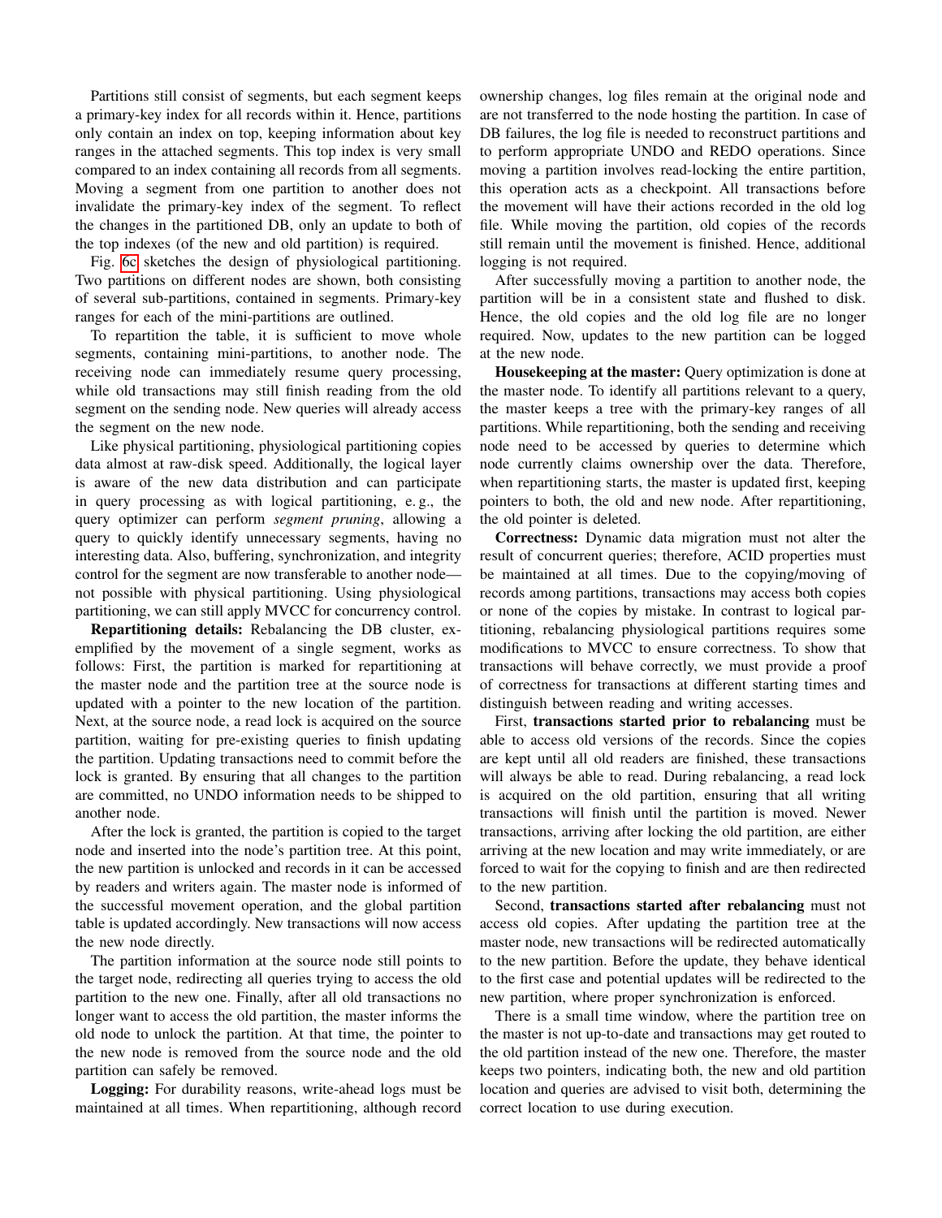Partitions still consist of segments, but each segment keeps a primary-key index for all records within it. Hence, partitions only contain an index on top, keeping information about key ranges in the attached segments. This top index is very small compared to an index containing all records from all segments. Moving a segment from one partition to another does not invalidate the primary-key index of the segment. To reflect the changes in the partitioned DB, only an update to both of the top indexes (of the new and old partition) is required.

Fig. 6c sketches the design of physiological partitioning. Two partitions on different nodes are shown, both consisting of several sub-partitions, contained in segments. Primary-key ranges for each of the mini-partitions are outlined.

To repartition the table, it is sufficient to move whole segments, containing mini-partitions, to another node. The receiving node can immediately resume query processing, while old transactions may still finish reading from the old segment on the sending node. New queries will already access the segment on the new node.

Like physical partitioning, physiological partitioning copies data almost at raw-disk speed. Additionally, the logical layer is aware of the new data distribution and can participate in query processing as with logical partitioning, e. g., the query optimizer can perform *segment pruning*, allowing a query to quickly identify unnecessary segments, having no interesting data. Also, buffering, synchronization, and integrity control for the segment are now transferable to another node—not possible with physical partitioning. Using physiological partitioning, we can still apply MVCC for concurrency control.

**Repartitioning details:** Rebalancing the DB cluster, exemplified by the movement of a single segment, works as follows: First, the partition is marked for repartitioning at the master node and the partition tree at the source node is updated with a pointer to the new location of the partition. Next, at the source node, a read lock is acquired on the source partition, waiting for pre-existing queries to finish updating the partition. Updating transactions need to commit before the lock is granted. By ensuring that all changes to the partition are committed, no UNDO information needs to be shipped to another node.

After the lock is granted, the partition is copied to the target node and inserted into the node's partition tree. At this point, the new partition is unlocked and records in it can be accessed by readers and writers again. The master node is informed of the successful movement operation, and the global partition table is updated accordingly. New transactions will now access the new node directly.

The partition information at the source node still points to the target node, redirecting all queries trying to access the old partition to the new one. Finally, after all old transactions no longer want to access the old partition, the master informs the old node to unlock the partition. At that time, the pointer to the new node is removed from the source node and the old partition can safely be removed.

**Logging:** For durability reasons, write-ahead logs must be maintained at all times. When repartitioning, although record ownership changes, log files remain at the original node and are not transferred to the node hosting the partition. In case of DB failures, the log file is needed to reconstruct partitions and to perform appropriate UNDO and REDO operations. Since moving a partition involves read-locking the entire partition, this operation acts as a checkpoint. All transactions before the movement will have their actions recorded in the old log file. While moving the partition, old copies of the records still remain until the movement is finished. Hence, additional logging is not required.

After successfully moving a partition to another node, the partition will be in a consistent state and flushed to disk. Hence, the old copies and the old log file are no longer required. Now, updates to the new partition can be logged at the new node.

**Housekeeping at the master:** Query optimization is done at the master node. To identify all partitions relevant to a query, the master keeps a tree with the primary-key ranges of all partitions. While repartitioning, both the sending and receiving node need to be accessed by queries to determine which node currently claims ownership over the data. Therefore, when repartitioning starts, the master is updated first, keeping pointers to both, the old and new node. After repartitioning, the old pointer is deleted.

**Correctness:** Dynamic data migration must not alter the result of concurrent queries; therefore, ACID properties must be maintained at all times. Due to the copying/moving of records among partitions, transactions may access both copies or none of the copies by mistake. In contrast to logical partitioning, rebalancing physiological partitions requires some modifications to MVCC to ensure correctness. To show that transactions will behave correctly, we must provide a proof of correctness for transactions at different starting times and distinguish between reading and writing accesses.

First, **transactions started prior to rebalancing** must be able to access old versions of the records. Since the copies are kept until all old readers are finished, these transactions will always be able to read. During rebalancing, a read lock is acquired on the old partition, ensuring that all writing transactions will finish until the partition is moved. Newer transactions, arriving after locking the old partition, are either arriving at the new location and may write immediately, or are forced to wait for the copying to finish and are then redirected to the new partition.

Second, **transactions started after rebalancing** must not access old copies. After updating the partition tree at the master node, new transactions will be redirected automatically to the new partition. Before the update, they behave identical to the first case and potential updates will be redirected to the new partition, where proper synchronization is enforced.

There is a small time window, where the partition tree on the master is not up-to-date and transactions may get routed to the old partition instead of the new one. Therefore, the master keeps two pointers, indicating both, the new and old partition location and queries are advised to visit both, determining the correct location to use during execution.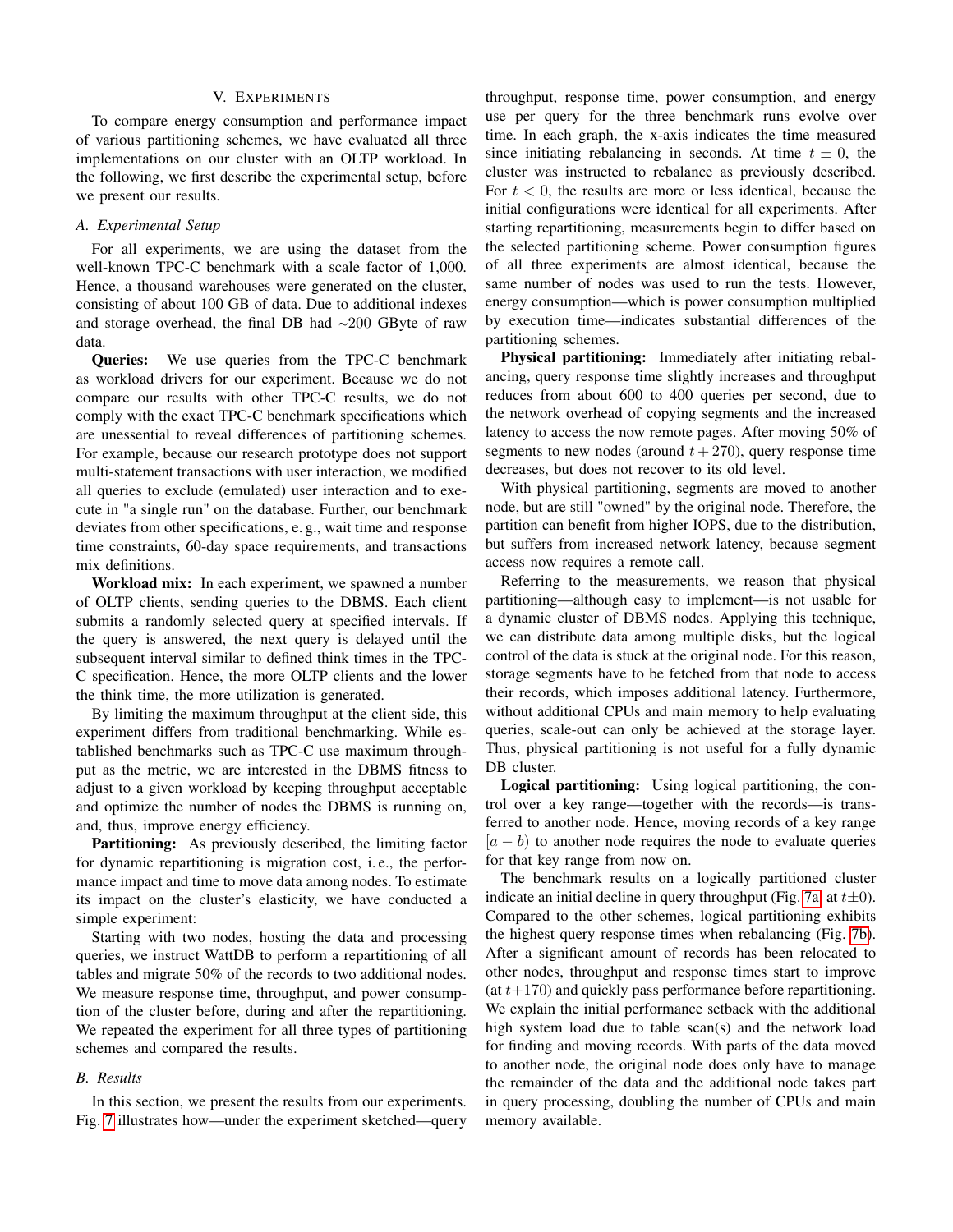## V. Experiments

To compare energy consumption and performance impact of various partitioning schemes, we have evaluated all three implementations on our cluster with an OLTP workload. In the following, we first describe the experimental setup, before we present our results.

### A. Experimental Setup

For all experiments, we are using the dataset from the well-known TPC-C benchmark with a scale factor of 1,000. Hence, a thousand warehouses were generated on the cluster, consisting of about 100 GB of data. Due to additional indexes and storage overhead, the final DB had ~200 GByte of raw data.

**Queries:** We use queries from the TPC-C benchmark as workload drivers for our experiment. Because we do not compare our results with other TPC-C results, we do not comply with the exact TPC-C benchmark specifications which are unessential to reveal differences of partitioning schemes. For example, because our research prototype does not support multi-statement transactions with user interaction, we modified all queries to exclude (emulated) user interaction and to execute in "a single run" on the database. Further, our benchmark deviates from other specifications, e. g., wait time and response time constraints, 60-day space requirements, and transactions mix definitions.

**Workload mix:** In each experiment, we spawned a number of OLTP clients, sending queries to the DBMS. Each client submits a randomly selected query at specified intervals. If the query is answered, the next query is delayed until the subsequent interval similar to defined think times in the TPC-C specification. Hence, the more OLTP clients and the lower the think time, the more utilization is generated.

By limiting the maximum throughput at the client side, this experiment differs from traditional benchmarking. While established benchmarks such as TPC-C use maximum throughput as the metric, we are interested in the DBMS fitness to adjust to a given workload by keeping throughput acceptable and optimize the number of nodes the DBMS is running on, and, thus, improve energy efficiency.

**Partitioning:** As previously described, the limiting factor for dynamic repartitioning is migration cost, i. e., the performance impact and time to move data among nodes. To estimate its impact on the cluster's elasticity, we have conducted a simple experiment:

Starting with two nodes, hosting the data and processing queries, we instruct WattDB to perform a repartitioning of all tables and migrate 50% of the records to two additional nodes. We measure response time, throughput, and power consumption of the cluster before, during and after the repartitioning. We repeated the experiment for all three types of partitioning schemes and compared the results.

### B. Results

In this section, we present the results from our experiments. Fig. 7 illustrates how—under the experiment sketched—query throughput, response time, power consumption, and energy use per query for the three benchmark runs evolve over time. In each graph, the x-axis indicates the time measured since initiating rebalancing in seconds. At time $t \pm 0$, the cluster was instructed to rebalance as previously described. For $t < 0$, the results are more or less identical, because the initial configurations were identical for all experiments. After starting repartitioning, measurements begin to differ based on the selected partitioning scheme. Power consumption figures of all three experiments are almost identical, because the same number of nodes was used to run the tests. However, energy consumption—which is power consumption multiplied by execution time—indicates substantial differences of the partitioning schemes.

**Physical partitioning:** Immediately after initiating rebalancing, query response time slightly increases and throughput reduces from about 600 to 400 queries per second, due to the network overhead of copying segments and the increased latency to access the now remote pages. After moving 50% of segments to new nodes (around $t + 270$), query response time decreases, but does not recover to its old level.

With physical partitioning, segments are moved to another node, but are still "owned" by the original node. Therefore, the partition can benefit from higher IOPS, due to the distribution, but suffers from increased network latency, because segment access now requires a remote call.

Referring to the measurements, we reason that physical partitioning—although easy to implement—is not usable for a dynamic cluster of DBMS nodes. Applying this technique, we can distribute data among multiple disks, but the logical control of the data is stuck at the original node. For this reason, storage segments have to be fetched from that node to access their records, which imposes additional latency. Furthermore, without additional CPUs and main memory to help evaluating queries, scale-out can only be achieved at the storage layer. Thus, physical partitioning is not useful for a fully dynamic DB cluster.

**Logical partitioning:** Using logical partitioning, the control over a key range—together with the records—is transferred to another node. Hence, moving records of a key range $[a - b)$ to another node requires the node to evaluate queries for that key range from now on.

The benchmark results on a logically partitioned cluster indicate an initial decline in query throughput (Fig. 7a, at $t \pm 0$). Compared to the other schemes, logical partitioning exhibits the highest query response times when rebalancing (Fig. 7b). After a significant amount of records has been relocated to other nodes, throughput and response times start to improve (at $t + 170$) and quickly pass performance before repartitioning. We explain the initial performance setback with the additional high system load due to table scan(s) and the network load for finding and moving records. With parts of the data moved to another node, the original node does only have to manage the remainder of the data and the additional node takes part in query processing, doubling the number of CPUs and main memory available.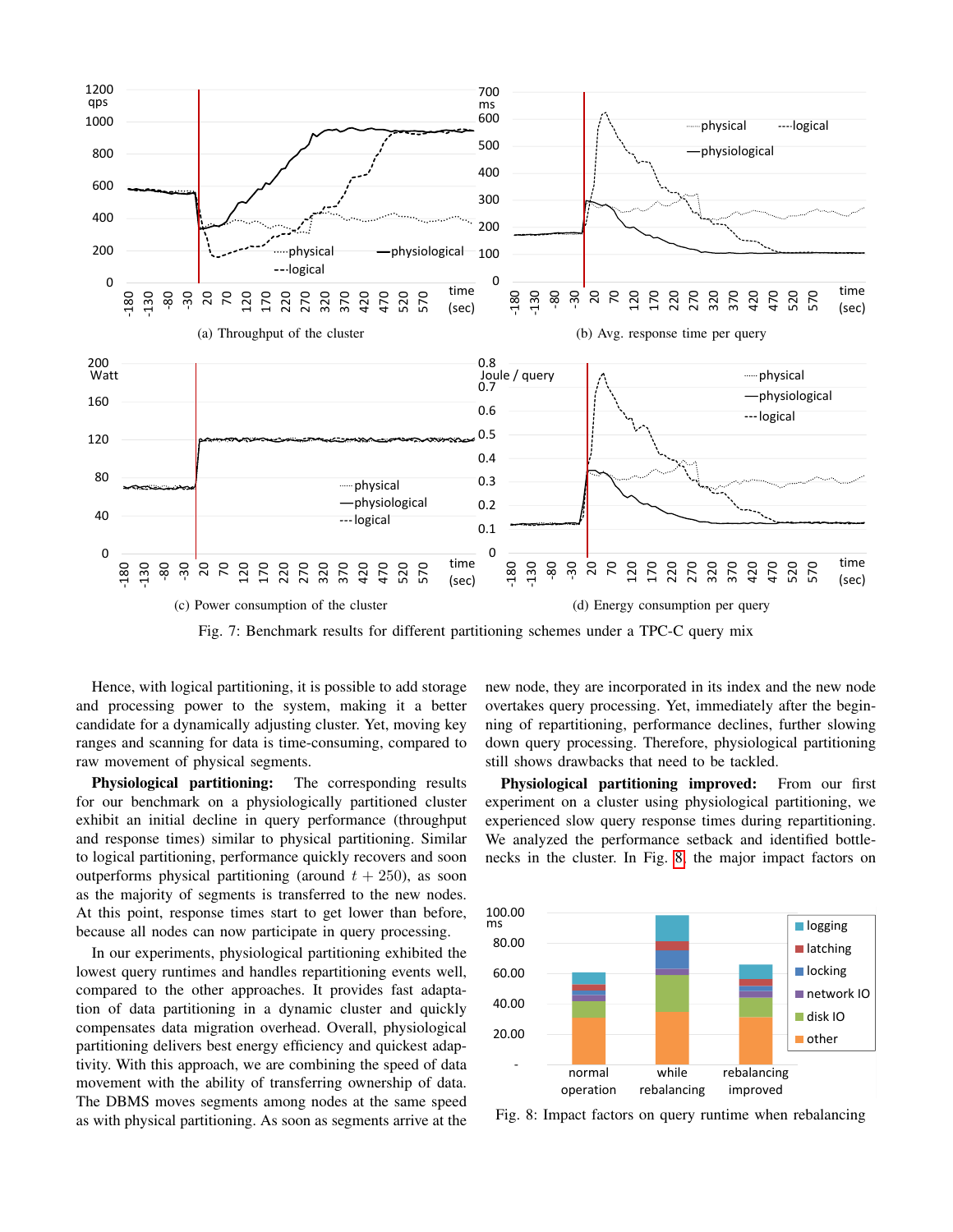Fig. 7: Benchmark results for different partitioning schemes under a TPC-C query mix

(a) Throughput of the cluster

(b) Avg. response time per query

(c) Power consumption of the cluster

(d) Energy consumption per query

Hence, with logical partitioning, it is possible to add storage and processing power to the system, making it a better candidate for a dynamically adjusting cluster. Yet, moving key ranges and scanning for data is time-consuming, compared to raw movement of physical segments.

**Physiological partitioning:** The corresponding results for our benchmark on a physiologically partitioned cluster exhibit an initial decline in query performance (throughput and response times) similar to physical partitioning. Similar to logical partitioning, performance quickly recovers and soon outperforms physical partitioning (around $t + 250$), as soon as the majority of segments is transferred to the new nodes. At this point, response times start to get lower than before, because all nodes can now participate in query processing.

In our experiments, physiological partitioning exhibited the lowest query runtimes and handles repartitioning events well, compared to the other approaches. It provides fast adaptation of data partitioning in a dynamic cluster and quickly compensates data migration overhead. Overall, physiological partitioning delivers best energy efficiency and quickest adaptivity. With this approach, we are combining the speed of data movement with the ability of transferring ownership of data. The DBMS moves segments among nodes at the same speed as with physical partitioning. As soon as segments arrive at the new node, they are incorporated in its index and the new node overtakes query processing. Yet, immediately after the beginning of repartitioning, performance declines, further slowing down query processing. Therefore, physiological partitioning still shows drawbacks that need to be tackled.

**Physiological partitioning improved:** From our first experiment on a cluster using physiological partitioning, we experienced slow query response times during repartitioning. We analyzed the performance setback and identified bottlenecks in the cluster. In Fig. 8, the major impact factors on

Fig. 8: Impact factors on query runtime when rebalancing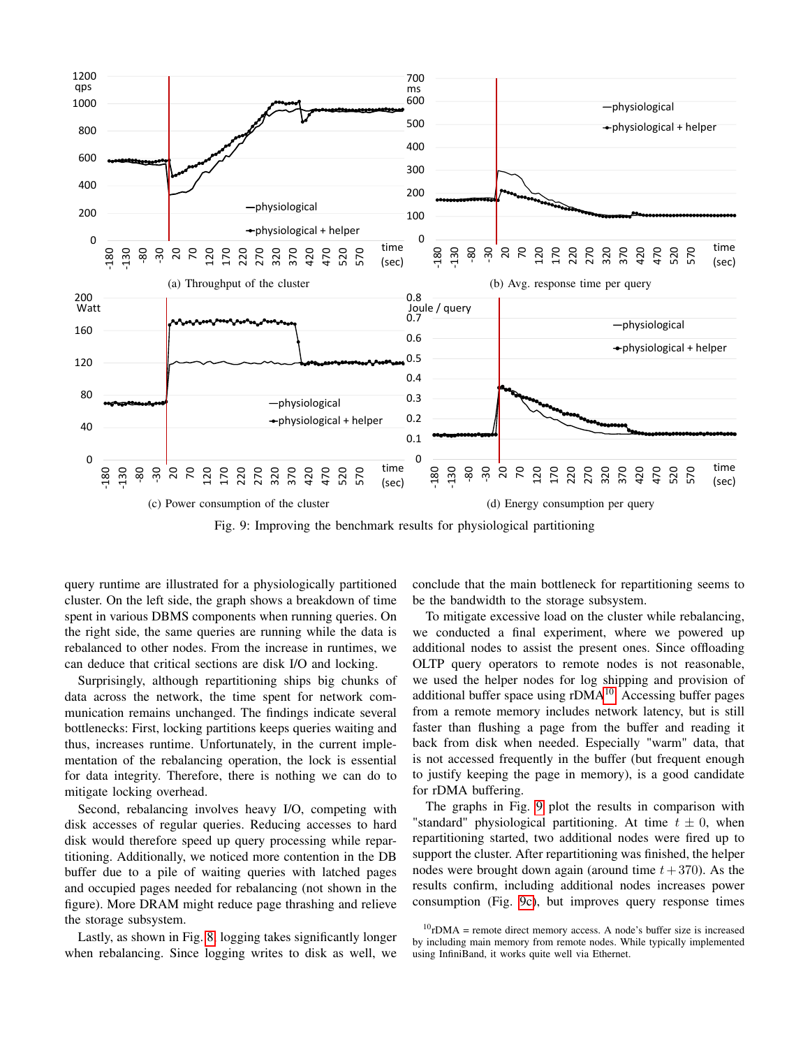(a) Throughput of the cluster

(b) Avg. response time per query

(c) Power consumption of the cluster

(d) Energy consumption per query

Fig. 9: Improving the benchmark results for physiological partitioning

query runtime are illustrated for a physiologically partitioned cluster. On the left side, the graph shows a breakdown of time spent in various DBMS components when running queries. On the right side, the same queries are running while the data is rebalanced to other nodes. From the increase in runtimes, we can deduce that critical sections are disk I/O and locking.

Surprisingly, although repartitioning ships big chunks of data across the network, the time spent for network communication remains unchanged. The findings indicate several bottlenecks: First, locking partitions keeps queries waiting and thus, increases runtime. Unfortunately, in the current implementation of the rebalancing operation, the lock is essential for data integrity. Therefore, there is nothing we can do to mitigate locking overhead.

Second, rebalancing involves heavy I/O, competing with disk accesses of regular queries. Reducing accesses to hard disk would therefore speed up query processing while repartitioning. Additionally, we noticed more contention in the DB buffer due to a pile of waiting queries with latched pages and occupied pages needed for rebalancing (not shown in the figure). More DRAM might reduce page thrashing and relieve the storage subsystem.

Lastly, as shown in Fig. 8, logging takes significantly longer when rebalancing. Since logging writes to disk as well, we conclude that the main bottleneck for repartitioning seems to be the bandwidth to the storage subsystem.

To mitigate excessive load on the cluster while rebalancing, we conducted a final experiment, where we powered up additional nodes to assist the present ones. Since offloading OLTP query operators to remote nodes is not reasonable, we used the helper nodes for log shipping and provision of additional buffer space using rDMA[10]. Accessing buffer pages from a remote memory includes network latency, but is still faster than flushing a page from the buffer and reading it back from disk when needed. Especially "warm" data, that is not accessed frequently in the buffer (but frequent enough to justify keeping the page in memory), is a good candidate for rDMA buffering.

The graphs in Fig. 9 plot the results in comparison with "standard" physiological partitioning. At time $t \pm 0$, when repartitioning started, two additional nodes were fired up to support the cluster. After repartitioning was finished, the helper nodes were brought down again (around time $t + 370$). As the results confirm, including additional nodes increases power consumption (Fig. 9c), but improves query response times

[10]rDMA = remote direct memory access. A node's buffer size is increased by including main memory from remote nodes. While typically implemented using InfiniBand, it works quite well via Ethernet.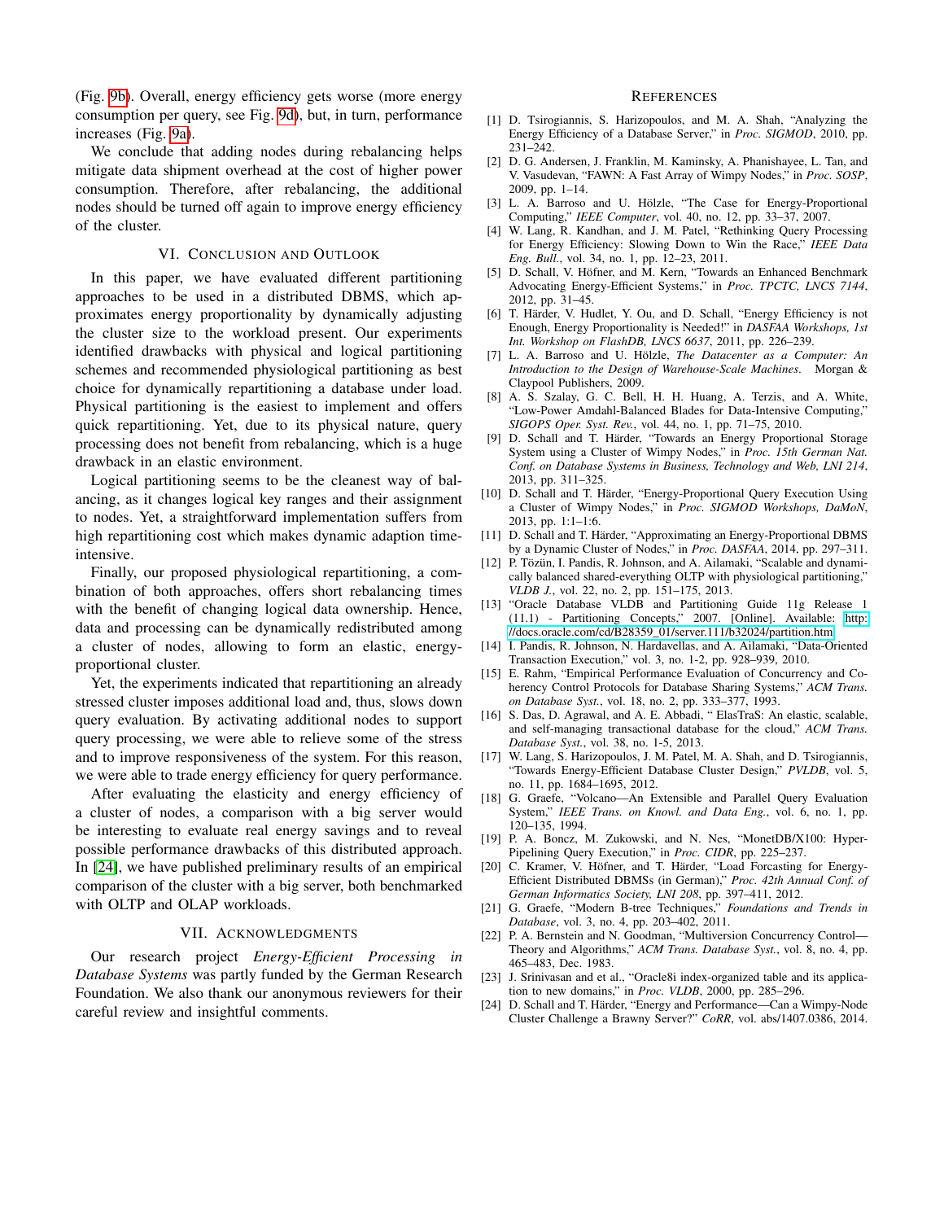(Fig. 9b). Overall, energy efficiency gets worse (more energy consumption per query, see Fig. 9d), but, in turn, performance increases (Fig. 9a).

We conclude that adding nodes during rebalancing helps mitigate data shipment overhead at the cost of higher power consumption. Therefore, after rebalancing, the additional nodes should be turned off again to improve energy efficiency of the cluster.

## VI. Conclusion and Outlook

In this paper, we have evaluated different partitioning approaches to be used in a distributed DBMS, which approximates energy proportionality by dynamically adjusting the cluster size to the workload present. Our experiments identified drawbacks with physical and logical partitioning schemes and recommended physiological partitioning as best choice for dynamically repartitioning a database under load. Physical partitioning is the easiest to implement and offers quick repartitioning. Yet, due to its physical nature, query processing does not benefit from rebalancing, which is a huge drawback in an elastic environment.

Logical partitioning seems to be the cleanest way of balancing, as it changes logical key ranges and their assignment to nodes. Yet, a straightforward implementation suffers from high repartitioning cost which makes dynamic adaption time-intensive.

Finally, our proposed physiological repartitioning, a combination of both approaches, offers short rebalancing times with the benefit of changing logical data ownership. Hence, data and processing can be dynamically redistributed among a cluster of nodes, allowing to form an elastic, energy-proportional cluster.

Yet, the experiments indicated that repartitioning an already stressed cluster imposes additional load and, thus, slows down query evaluation. By activating additional nodes to support query processing, we were able to relieve some of the stress and to improve responsiveness of the system. For this reason, we were able to trade energy efficiency for query performance.

After evaluating the elasticity and energy efficiency of a cluster of nodes, a comparison with a big server would be interesting to evaluate real energy savings and to reveal possible performance drawbacks of this distributed approach. In [24], we have published preliminary results of an empirical comparison of the cluster with a big server, both benchmarked with OLTP and OLAP workloads.

## VII. Acknowledgments

Our research project *Energy-Efficient Processing in Database Systems* was partly funded by the German Research Foundation. We also thank our anonymous reviewers for their careful review and insightful comments.

## References

[1] D. Tsirogiannis, S. Harizopoulos, and M. A. Shah, "Analyzing the Energy Efficiency of a Database Server," in *Proc. SIGMOD*, 2010, pp. 231–242.

[2] D. G. Andersen, J. Franklin, M. Kaminsky, A. Phanishayee, L. Tan, and V. Vasudevan, "FAWN: A Fast Array of Wimpy Nodes," in *Proc. SOSP*, 2009, pp. 1–14.

[3] L. A. Barroso and U. Hölzle, "The Case for Energy-Proportional Computing," *IEEE Computer*, vol. 40, no. 12, pp. 33–37, 2007.

[4] W. Lang, R. Kandhan, and J. M. Patel, "Rethinking Query Processing for Energy Efficiency: Slowing Down to Win the Race," *IEEE Data Eng. Bull.*, vol. 34, no. 1, pp. 12–23, 2011.

[5] D. Schall, V. Höfner, and M. Kern, "Towards an Enhanced Benchmark Advocating Energy-Efficient Systems," in *Proc. TPCTC, LNCS 7144*, 2012, pp. 31–45.

[6] T. Härder, V. Hudlet, Y. Ou, and D. Schall, "Energy Efficiency is not Enough, Energy Proportionality is Needed!" in *DASFAA Workshops, 1st Int. Workshop on FlashDB, LNCS 6637*, 2011, pp. 226–239.

[7] L. A. Barroso and U. Hölzle, *The Datacenter as a Computer: An Introduction to the Design of Warehouse-Scale Machines*. Morgan & Claypool Publishers, 2009.

[8] A. S. Szalay, G. C. Bell, H. H. Huang, A. Terzis, and A. White, "Low-Power Amdahl-Balanced Blades for Data-Intensive Computing," *SIGOPS Oper. Syst. Rev.*, vol. 44, no. 1, pp. 71–75, 2010.

[9] D. Schall and T. Härder, "Towards an Energy Proportional Storage System using a Cluster of Wimpy Nodes," in *Proc. 15th German Nat. Conf. on Database Systems in Business, Technology and Web, LNI 214*, 2013, pp. 311–325.

[10] D. Schall and T. Härder, "Energy-Proportional Query Execution Using a Cluster of Wimpy Nodes," in *Proc. SIGMOD Workshops, DaMoN*, 2013, pp. 1:1–1:6.

[11] D. Schall and T. Härder, "Approximating an Energy-Proportional DBMS by a Dynamic Cluster of Nodes," in *Proc. DASFAA*, 2014, pp. 297–311.

[12] P. Tözün, I. Pandis, R. Johnson, and A. Ailamaki, "Scalable and dynamically balanced shared-everything OLTP with physiological partitioning," *VLDB J.*, vol. 22, no. 2, pp. 151–175, 2013.

[13] "Oracle Database VLDB and Partitioning Guide 11g Release 1 (11.1) - Partitioning Concepts," 2007. [Online]. Available: http://docs.oracle.com/cd/B28359_01/server.111/b32024/partition.htm

[14] I. Pandis, R. Johnson, N. Hardavellas, and A. Ailamaki, "Data-Oriented Transaction Execution," vol. 3, no. 1-2, pp. 928–939, 2010.

[15] E. Rahm, "Empirical Performance Evaluation of Concurrency and Coherency Control Protocols for Database Sharing Systems," *ACM Trans. on Database Syst.*, vol. 18, no. 2, pp. 333–377, 1993.

[16] S. Das, D. Agrawal, and A. E. Abbadi, " ElasTraS: An elastic, scalable, and self-managing transactional database for the cloud," *ACM Trans. Database Syst.*, vol. 38, no. 1-5, 2013.

[17] W. Lang, S. Harizopoulos, J. M. Patel, M. A. Shah, and D. Tsirogiannis, "Towards Energy-Efficient Database Cluster Design," *PVLDB*, vol. 5, no. 11, pp. 1684–1695, 2012.

[18] G. Graefe, "Volcano—An Extensible and Parallel Query Evaluation System," *IEEE Trans. on Knowl. and Data Eng.*, vol. 6, no. 1, pp. 120–135, 1994.

[19] P. A. Boncz, M. Zukowski, and N. Nes, "MonetDB/X100: Hyper-Pipelining Query Execution," in *Proc. CIDR*, pp. 225–237.

[20] C. Kramer, V. Höfner, and T. Härder, "Load Forcasting for Energy-Efficient Distributed DBMSs (in German)," *Proc. 42th Annual Conf. of German Informatics Society, LNI 208*, pp. 397–411, 2012.

[21] G. Graefe, "Modern B-tree Techniques," *Foundations and Trends in Database*, vol. 3, no. 4, pp. 203–402, 2011.

[22] P. A. Bernstein and N. Goodman, "Multiversion Concurrency Control—Theory and Algorithms," *ACM Trans. Database Syst.*, vol. 8, no. 4, pp. 465–483, Dec. 1983.

[23] J. Srinivasan and et al., "Oracle8i index-organized table and its application to new domains," in *Proc. VLDB*, 2000, pp. 285–296.

[24] D. Schall and T. Härder, "Energy and Performance—Can a Wimpy-Node Cluster Challenge a Brawny Server?" *CoRR*, vol. abs/1407.0386, 2014.